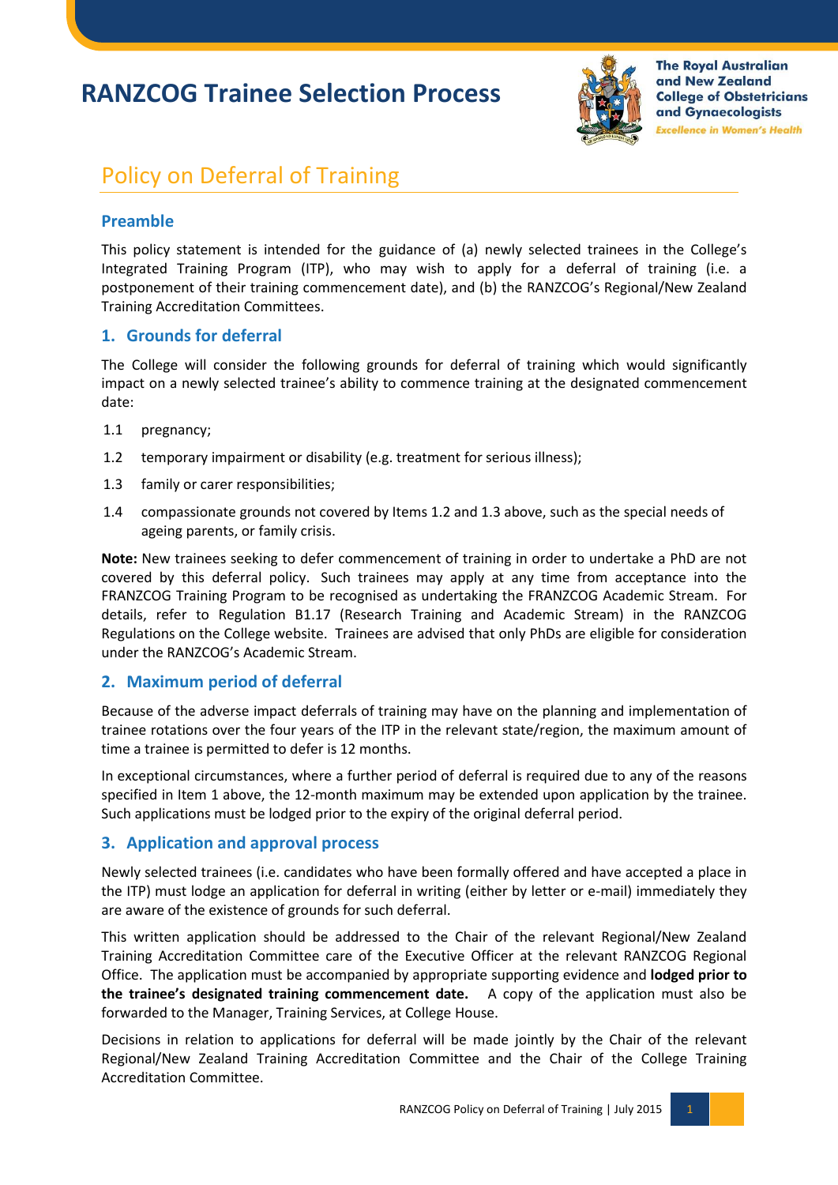# RANZCOG Trainee Selection Process

The Royal Australian and New Zealand College of Obstetricians and Gynaecologists
*Excellence in Women's Health*

## Policy on Deferral of Training

### Preamble

This policy statement is intended for the guidance of (a) newly selected trainees in the College's Integrated Training Program (ITP), who may wish to apply for a deferral of training (i.e. a postponement of their training commencement date), and (b) the RANZCOG's Regional/New Zealand Training Accreditation Committees.

### 1. Grounds for deferral

The College will consider the following grounds for deferral of training which would significantly impact on a newly selected trainee's ability to commence training at the designated commencement date:

1.1 pregnancy;

1.2 temporary impairment or disability (e.g. treatment for serious illness);

1.3 family or carer responsibilities;

1.4 compassionate grounds not covered by Items 1.2 and 1.3 above, such as the special needs of ageing parents, or family crisis.

**Note:** New trainees seeking to defer commencement of training in order to undertake a PhD are not covered by this deferral policy. Such trainees may apply at any time from acceptance into the FRANZCOG Training Program to be recognised as undertaking the FRANZCOG Academic Stream. For details, refer to Regulation B1.17 (Research Training and Academic Stream) in the RANZCOG Regulations on the College website. Trainees are advised that only PhDs are eligible for consideration under the RANZCOG's Academic Stream.

### 2. Maximum period of deferral

Because of the adverse impact deferrals of training may have on the planning and implementation of trainee rotations over the four years of the ITP in the relevant state/region, the maximum amount of time a trainee is permitted to defer is 12 months.

In exceptional circumstances, where a further period of deferral is required due to any of the reasons specified in Item 1 above, the 12-month maximum may be extended upon application by the trainee. Such applications must be lodged prior to the expiry of the original deferral period.

### 3. Application and approval process

Newly selected trainees (i.e. candidates who have been formally offered and have accepted a place in the ITP) must lodge an application for deferral in writing (either by letter or e-mail) immediately they are aware of the existence of grounds for such deferral.

This written application should be addressed to the Chair of the relevant Regional/New Zealand Training Accreditation Committee care of the Executive Officer at the relevant RANZCOG Regional Office. The application must be accompanied by appropriate supporting evidence and **lodged prior to the trainee's designated training commencement date.** A copy of the application must also be forwarded to the Manager, Training Services, at College House.

Decisions in relation to applications for deferral will be made jointly by the Chair of the relevant Regional/New Zealand Training Accreditation Committee and the Chair of the College Training Accreditation Committee.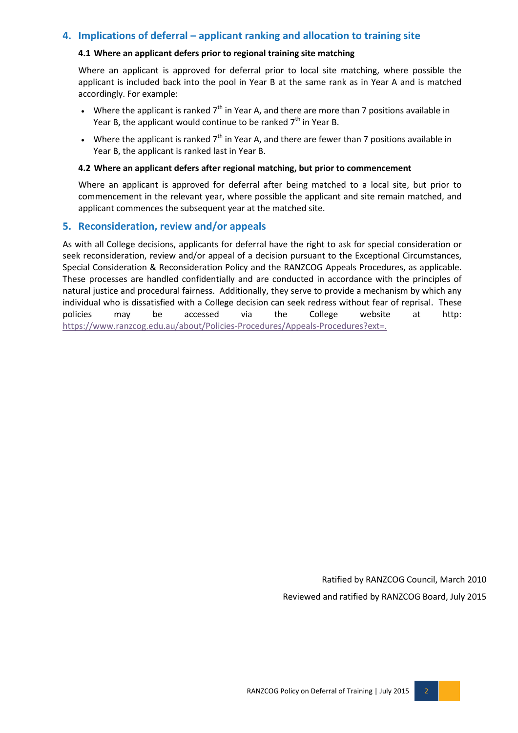## 4. Implications of deferral – applicant ranking and allocation to training site

### 4.1 Where an applicant defers prior to regional training site matching

Where an applicant is approved for deferral prior to local site matching, where possible the applicant is included back into the pool in Year B at the same rank as in Year A and is matched accordingly. For example:

- Where the applicant is ranked 7th in Year A, and there are more than 7 positions available in Year B, the applicant would continue to be ranked 7th in Year B.
- Where the applicant is ranked 7th in Year A, and there are fewer than 7 positions available in Year B, the applicant is ranked last in Year B.

### 4.2 Where an applicant defers after regional matching, but prior to commencement

Where an applicant is approved for deferral after being matched to a local site, but prior to commencement in the relevant year, where possible the applicant and site remain matched, and applicant commences the subsequent year at the matched site.

## 5. Reconsideration, review and/or appeals

As with all College decisions, applicants for deferral have the right to ask for special consideration or seek reconsideration, review and/or appeal of a decision pursuant to the Exceptional Circumstances, Special Consideration & Reconsideration Policy and the RANZCOG Appeals Procedures, as applicable. These processes are handled confidentially and are conducted in accordance with the principles of natural justice and procedural fairness. Additionally, they serve to provide a mechanism by which any individual who is dissatisfied with a College decision can seek redress without fear of reprisal. These policies may be accessed via the College website at http: https://www.ranzcog.edu.au/about/Policies-Procedures/Appeals-Procedures?ext=.

Ratified by RANZCOG Council, March 2010

Reviewed and ratified by RANZCOG Board, July 2015